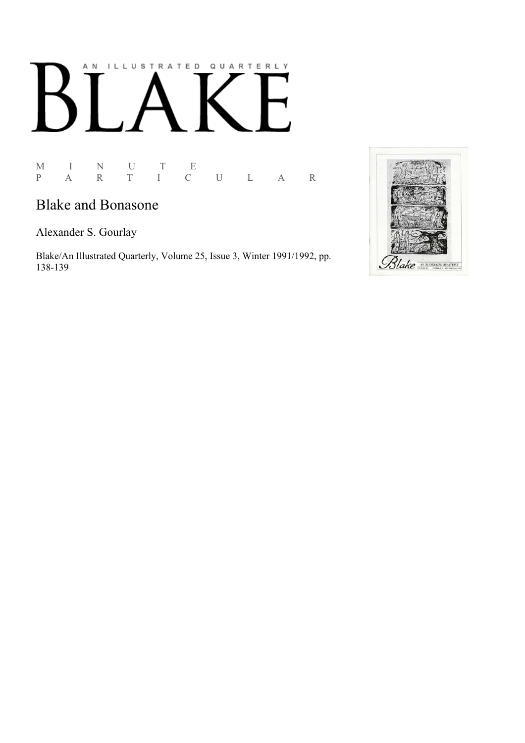# BLAKE

AN ILLUSTRATED QUARTERLY

M I N U T E
P A R T I C U L A R

## Blake and Bonasone

Alexander S. Gourlay

Blake/An Illustrated Quarterly, Volume 25, Issue 3, Winter 1991/1992, pp. 138-139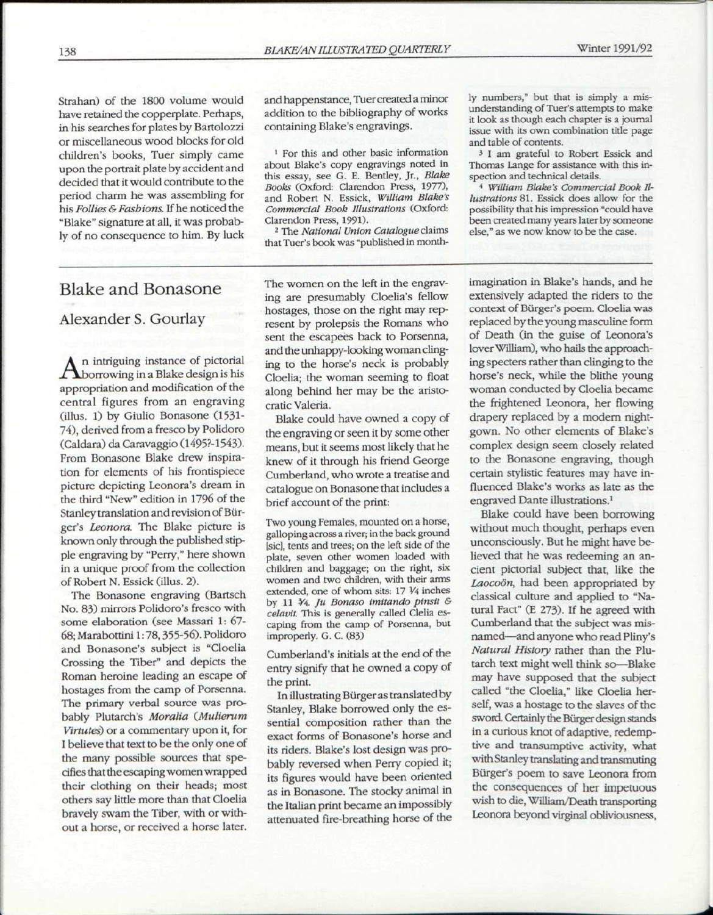Strahan) of the 1800 volume would have retained the copperplate. Perhaps, in his searches for plates by Bartolozzi or miscellaneous wood blocks for old children's books, Tuer simply came upon the portrait plate by accident and decided that it would contribute to the period charm he was assembling for his *Follies & Fashions*. If he noticed the "Blake" signature at all, it was probably of no consequence to him. By luck and happenstance, Tuer created a minor addition to the bibliography of works containing Blake's engravings.

[1] For this and other basic information about Blake's copy engravings noted in this essay, see G. E. Bentley, Jr., *Blake Books* (Oxford: Clarendon Press, 1977), and Robert N. Essick, *William Blake's Commercial Book Illustrations* (Oxford: Clarendon Press, 1991).

[2] The *National Union Catalogue* claims that Tuer's book was "published in monthly numbers," but that is simply a misunderstanding of Tuer's attempts to make it look as though each chapter is a journal issue with its own combination title page and table of contents.

[3] I am grateful to Robert Essick and Thomas Lange for assistance with this inspection and technical details.

[4] *William Blake's Commercial Book Illustrations* 81. Essick does allow for the possibility that his impression "could have been created many years later by someone else," as we now know to be the case.

## Blake and Bonasone

### Alexander S. Gourlay

An intriguing instance of pictorial borrowing in a Blake design is his appropriation and modification of the central figures from an engraving (illus. 1) by Giulio Bonasone (1531-74), derived from a fresco by Polidoro (Caldara) da Caravaggio (1495?-1543). From Bonasone Blake drew inspiration for elements of his frontispiece picture depicting Leonora's dream in the third "New" edition in 1796 of the Stanley translation and revision of Bürger's *Leonora*. The Blake picture is known only through the published stipple engraving by "Perry," here shown in a unique proof from the collection of Robert N. Essick (illus. 2).

The Bonasone engraving (Bartsch No. 83) mirrors Polidoro's fresco with some elaboration (see Massari 1: 67-68; Marabottini 1: 78, 355-56). Polidoro and Bonasone's subject is "Cloelia Crossing the Tiber" and depicts the Roman heroine leading an escape of hostages from the camp of Porsenna. The primary verbal source was probably Plutarch's *Moralia* (*Mulierum Virtutes*) or a commentary upon it, for I believe that text to be the only one of the many possible sources that specifies that the escaping women wrapped their clothing on their heads; most others say little more than that Cloelia bravely swam the Tiber, with or without a horse, or received a horse later. The women on the left in the engraving are presumably Cloelia's fellow hostages, those on the right may represent by prolepsis the Romans who sent the escapees back to Porsenna, and the unhappy-looking woman clinging to the horse's neck is probably Cloelia; the woman seeming to float along behind her may be the aristocratic Valeria.

Blake could have owned a copy of the engraving or seen it by some other means, but it seems most likely that he knew of it through his friend George Cumberland, who wrote a treatise and catalogue on Bonasone that includes a brief account of the print:

> Two young Females, mounted on a horse, galloping across a river; in the back ground [sic], tents and trees; on the left side of the plate, seven other women loaded with children and baggage; on the right, six women and two children, with their arms extended, one of whom sits: 17 1/4 inches by 11 3/4. *Ju Bonaso imitando pinsit & celavit*. This is generally called Clelia escaping from the camp of Porsenna, but improperly. G. C. (83)

Cumberland's initials at the end of the entry signify that he owned a copy of the print.

In illustrating Bürger as translated by Stanley, Blake borrowed only the essential composition rather than the exact forms of Bonasone's horse and its riders. Blake's lost design was probably reversed when Perry copied it; its figures would have been oriented as in Bonasone. The stocky animal in the Italian print became an impossibly attenuated fire-breathing horse of the imagination in Blake's hands, and he extensively adapted the riders to the context of Bürger's poem. Cloelia was replaced by the young masculine form of Death (in the guise of Leonora's lover William), who hails the approaching specters rather than clinging to the horse's neck, while the blithe young woman conducted by Cloelia became the frightened Leonora, her flowing drapery replaced by a modern nightgown. No other elements of Blake's complex design seem closely related to the Bonasone engraving, though certain stylistic features may have influenced Blake's works as late as the engraved Dante illustrations.[1]

Blake could have been borrowing without much thought, perhaps even unconsciously. But he might have believed that he was redeeming an ancient pictorial subject that, like the *Laocoön*, had been appropriated by classical culture and applied to "Natural Fact" (E 273). If he agreed with Cumberland that the subject was misnamed—and anyone who read Pliny's *Natural History* rather than the Plutarch text might well think so—Blake may have supposed that the subject called "the Cloelia," like Cloelia herself, was a hostage to the slaves of the sword. Certainly the Bürger design stands in a curious knot of adaptive, redemptive and transumptive activity, what with Stanley translating and transmuting Bürger's poem to save Leonora from the consequences of her impetuous wish to die, William/Death transporting Leonora beyond virginal obliviousness,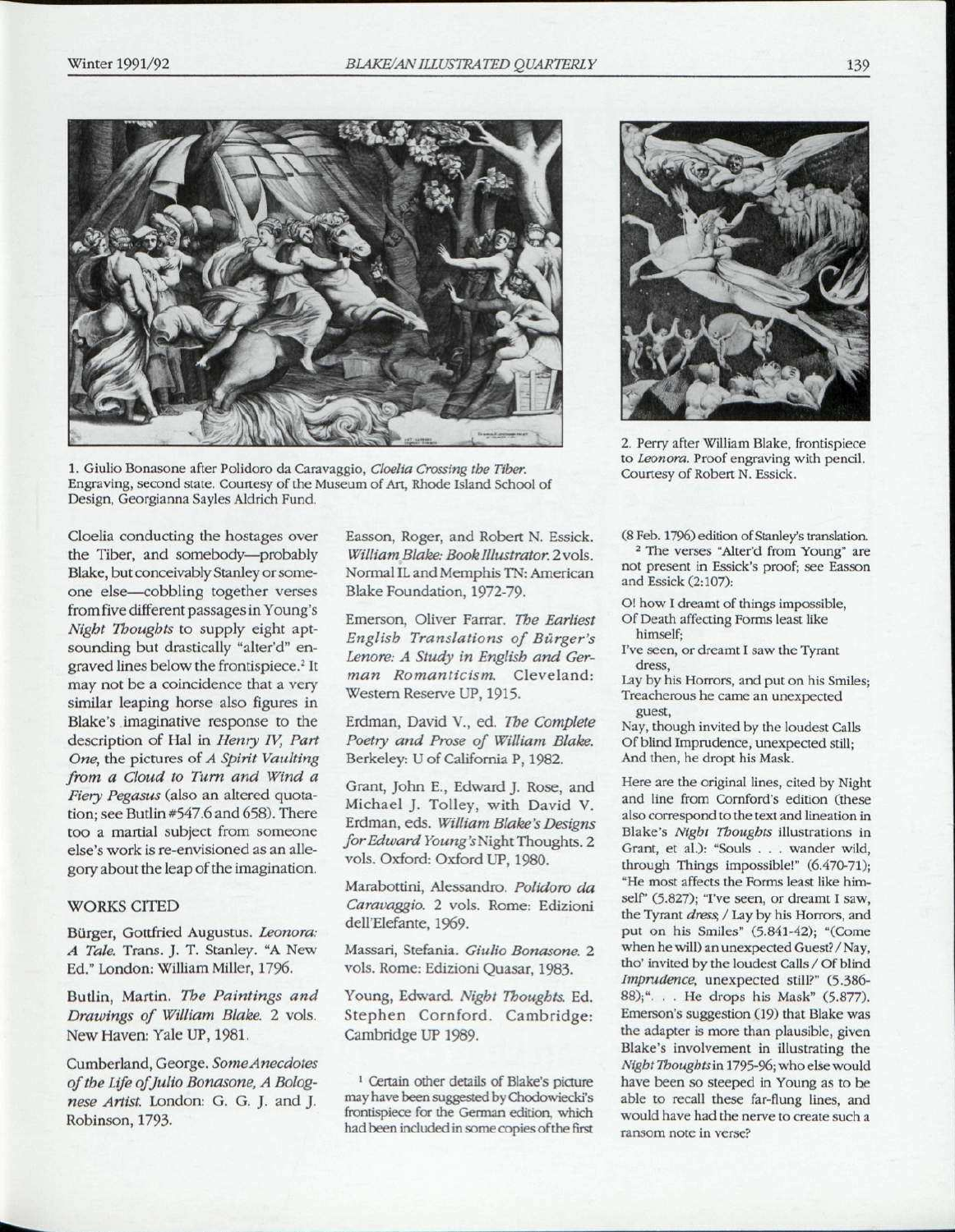1. Giulio Bonasone after Polidoro da Caravaggio, *Cloelia Crossing the Tiber.* Engraving, second state. Courtesy of the Museum of Art, Rhode Island School of Design, Georgianna Sayles Aldrich Fund.

2. Perry after William Blake, frontispiece to *Leonora.* Proof engraving with pencil. Courtesy of Robert N. Essick.

Cloelia conducting the hostages over the Tiber, and somebody—probably Blake, but conceivably Stanley or someone else—cobbling together verses from five different passages in Young's *Night Thoughts* to supply eight apt-sounding but drastically "alter'd" engraved lines below the frontispiece.[2] It may not be a coincidence that a very similar leaping horse also figures in Blake's imaginative response to the description of Hal in *Henry IV, Part One*, the pictures of *A Spirit Vaulting from a Cloud to Turn and Wind a Fiery Pegasus* (also an altered quotation; see Butlin #547.6 and 658). There too a martial subject from someone else's work is re-envisioned as an allegory about the leap of the imagination.

## WORKS CITED

Bürger, Gottfried Augustus. *Leonora: A Tale.* Trans. J. T. Stanley. "A New Ed." London: William Miller, 1796.

Butlin, Martin. *The Paintings and Drawings of William Blake.* 2 vols. New Haven: Yale UP, 1981.

Cumberland, George. *Some Anecdotes of the Life of Julio Bonasone, A Bolognese Artist.* London: G. G. J. and J. Robinson, 1793.

Easson, Roger, and Robert N. Essick. *William Blake: Book Illustrator.* 2 vols. Normal IL and Memphis TN: American Blake Foundation, 1972-79.

Emerson, Oliver Farrar. *The Earliest English Translations of Bürger's Lenore: A Study in English and German Romanticism.* Cleveland: Western Reserve UP, 1915.

Erdman, David V., ed. *The Complete Poetry and Prose of William Blake.* Berkeley: U of California P, 1982.

Grant, John E., Edward J. Rose, and Michael J. Tolley, with David V. Erdman, eds. *William Blake's Designs for Edward Young's* Night Thoughts. 2 vols. Oxford: Oxford UP, 1980.

Marabottini, Alessandro. *Polidoro da Caravaggio.* 2 vols. Rome: Edizioni dell'Elefante, 1969.

Massari, Stefania. *Giulio Bonasone.* 2 vols. Rome: Edizioni Quasar, 1983.

Young, Edward. *Night Thoughts.* Ed. Stephen Cornford. Cambridge: Cambridge UP 1989.

[1] Certain other details of Blake's picture may have been suggested by Chodowiecki's frontispiece for the German edition, which had been included in some copies of the first (8 Feb. 1796) edition of Stanley's translation.

[2] The verses "Alter'd from Young" are not present in Essick's proof; see Easson and Essick (2:107):

O! how I dreamt of things impossible,
Of Death affecting Forms least like himself;
I've seen, or dreamt I saw the Tyrant dress,
Lay by his Horrors, and put on his Smiles;
Treacherous he came an unexpected guest,
Nay, though invited by the loudest Calls
Of blind Imprudence, unexpected still;
And then, he dropt his Mask.

Here are the original lines, cited by Night and line from Cornford's edition (these also correspond to the text and lineation in Blake's *Night Thoughts* illustrations in Grant, et al.): "Souls . . . wander wild, through Things impossible!" (6.470-71); "He most affects the Forms least like himself" (5.827); "I've seen, or dreamt I saw, the Tyrant *dress*, / Lay by his Horrors, and put on his Smiles" (5.841-42); "(Come when he will) an unexpected Guest? / Nay, tho' invited by the loudest Calls / Of blind *Imprudence*, unexpected still?" (5.386-88);". . . He drops his Mask" (5.877). Emerson's suggestion (19) that Blake was the adapter is more than plausible, given Blake's involvement in illustrating the *Night Thoughts* in 1795-96; who else would have been so steeped in Young as to be able to recall these far-flung lines, and would have had the nerve to create such a ransom note in verse?